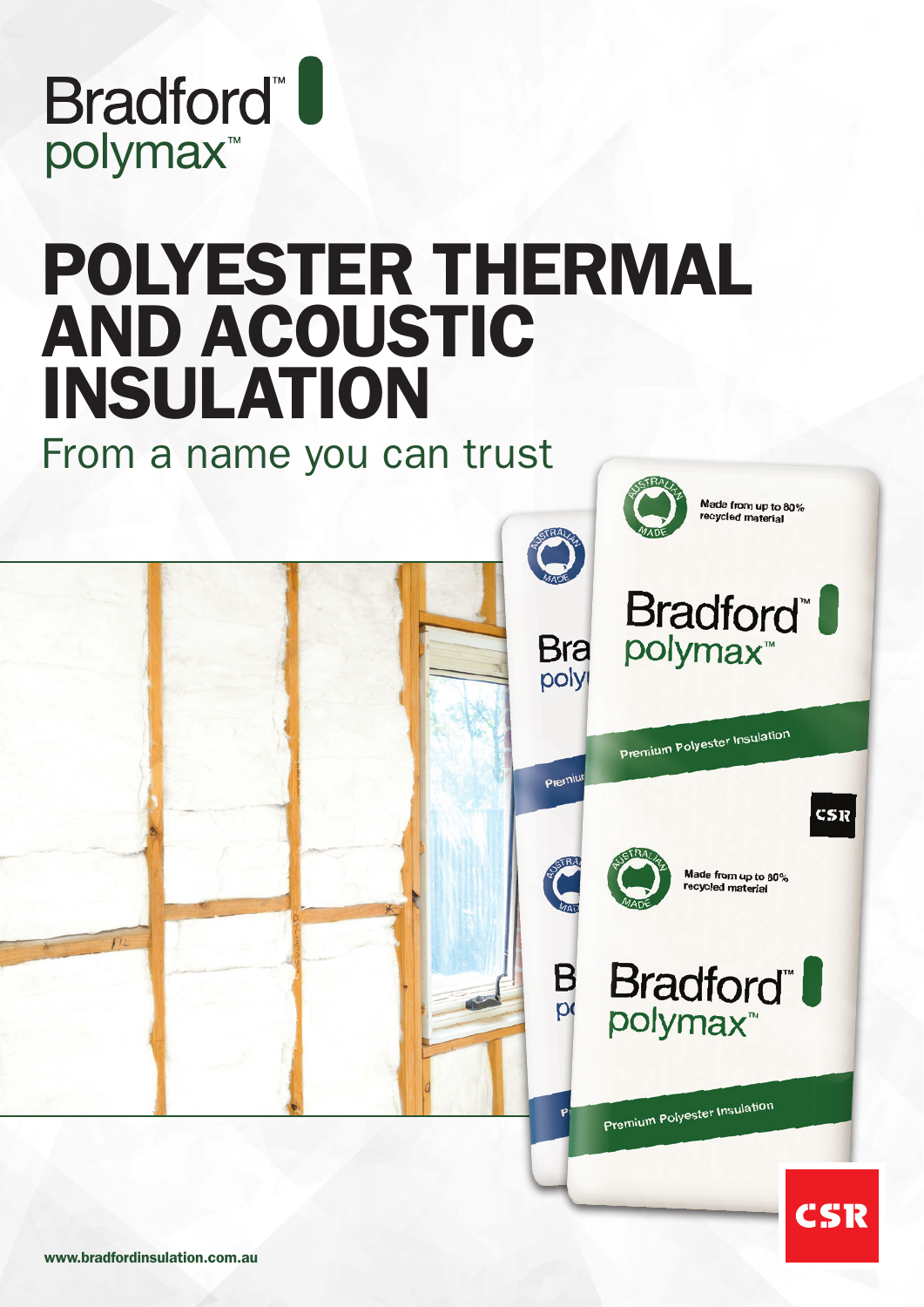Bradford™
polymax™

# POLYESTER THERMAL AND ACOUSTIC INSULATION

## From a name you can trust

www.bradfordinsulation.com.au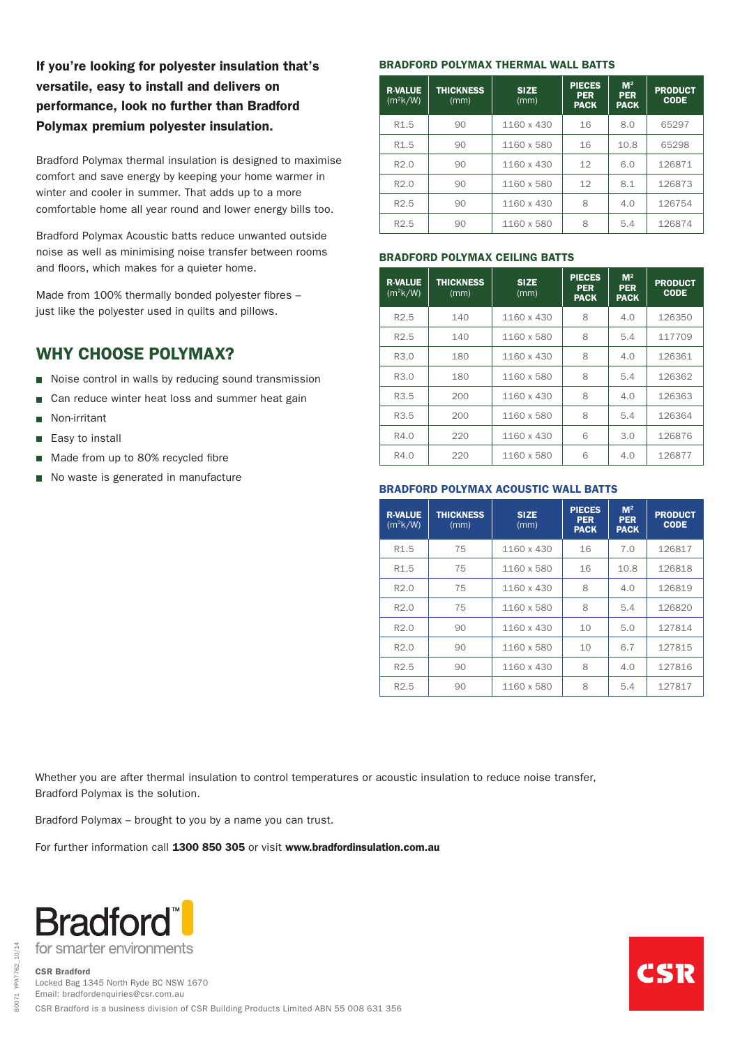**If you're looking for polyester insulation that's versatile, easy to install and delivers on performance, look no further than Bradford Polymax premium polyester insulation.**

Bradford Polymax thermal insulation is designed to maximise comfort and save energy by keeping your home warmer in winter and cooler in summer. That adds up to a more comfortable home all year round and lower energy bills too.

Bradford Polymax Acoustic batts reduce unwanted outside noise as well as minimising noise transfer between rooms and floors, which makes for a quieter home.

Made from 100% thermally bonded polyester fibres – just like the polyester used in quilts and pillows.

## WHY CHOOSE POLYMAX?

- Noise control in walls by reducing sound transmission
- Can reduce winter heat loss and summer heat gain
- Non-irritant
- Easy to install
- Made from up to 80% recycled fibre
- No waste is generated in manufacture

### BRADFORD POLYMAX THERMAL WALL BATTS

| R-VALUE ($m^2k/W$) | THICKNESS (mm) | SIZE (mm) | PIECES PER PACK | $M^2$ PER PACK | PRODUCT CODE |
|---|---|---|---|---|---|
| R1.5 | 90 | 1160 x 430 | 16 | 8.0 | 65297 |
| R1.5 | 90 | 1160 x 580 | 16 | 10.8 | 65298 |
| R2.0 | 90 | 1160 x 430 | 12 | 6.0 | 126871 |
| R2.0 | 90 | 1160 x 580 | 12 | 8.1 | 126873 |
| R2.5 | 90 | 1160 x 430 | 8 | 4.0 | 126754 |
| R2.5 | 90 | 1160 x 580 | 8 | 5.4 | 126874 |

### BRADFORD POLYMAX CEILING BATTS

| R-VALUE ($m^2k/W$) | THICKNESS (mm) | SIZE (mm) | PIECES PER PACK | $M^2$ PER PACK | PRODUCT CODE |
|---|---|---|---|---|---|
| R2.5 | 140 | 1160 x 430 | 8 | 4.0 | 126350 |
| R2.5 | 140 | 1160 x 580 | 8 | 5.4 | 117709 |
| R3.0 | 180 | 1160 x 430 | 8 | 4.0 | 126361 |
| R3.0 | 180 | 1160 x 580 | 8 | 5.4 | 126362 |
| R3.5 | 200 | 1160 x 430 | 8 | 4.0 | 126363 |
| R3.5 | 200 | 1160 x 580 | 8 | 5.4 | 126364 |
| R4.0 | 220 | 1160 x 430 | 6 | 3.0 | 126876 |
| R4.0 | 220 | 1160 x 580 | 6 | 4.0 | 126877 |

### BRADFORD POLYMAX ACOUSTIC WALL BATTS

| R-VALUE ($m^2k/W$) | THICKNESS (mm) | SIZE (mm) | PIECES PER PACK | $M^2$ PER PACK | PRODUCT CODE |
|---|---|---|---|---|---|
| R1.5 | 75 | 1160 x 430 | 16 | 7.0 | 126817 |
| R1.5 | 75 | 1160 x 580 | 16 | 10.8 | 126818 |
| R2.0 | 75 | 1160 x 430 | 8 | 4.0 | 126819 |
| R2.0 | 75 | 1160 x 580 | 8 | 5.4 | 126820 |
| R2.0 | 90 | 1160 x 430 | 10 | 5.0 | 127814 |
| R2.0 | 90 | 1160 x 580 | 10 | 6.7 | 127815 |
| R2.5 | 90 | 1160 x 430 | 8 | 4.0 | 127816 |
| R2.5 | 90 | 1160 x 580 | 8 | 5.4 | 127817 |

Whether you are after thermal insulation to control temperatures or acoustic insulation to reduce noise transfer, Bradford Polymax is the solution.

Bradford Polymax – brought to you by a name you can trust.

For further information call **1300 850 305** or visit **www.bradfordinsulation.com.au**

Bradford™
for smarter environments

**CSR Bradford**
Locked Bag 1345 North Ryde BC NSW 1670
Email: bradfordenquiries@csr.com.au

CSR Bradford is a business division of CSR Building Products Limited ABN 55 008 631 356

CSR

B0071 YPA7762_10/14